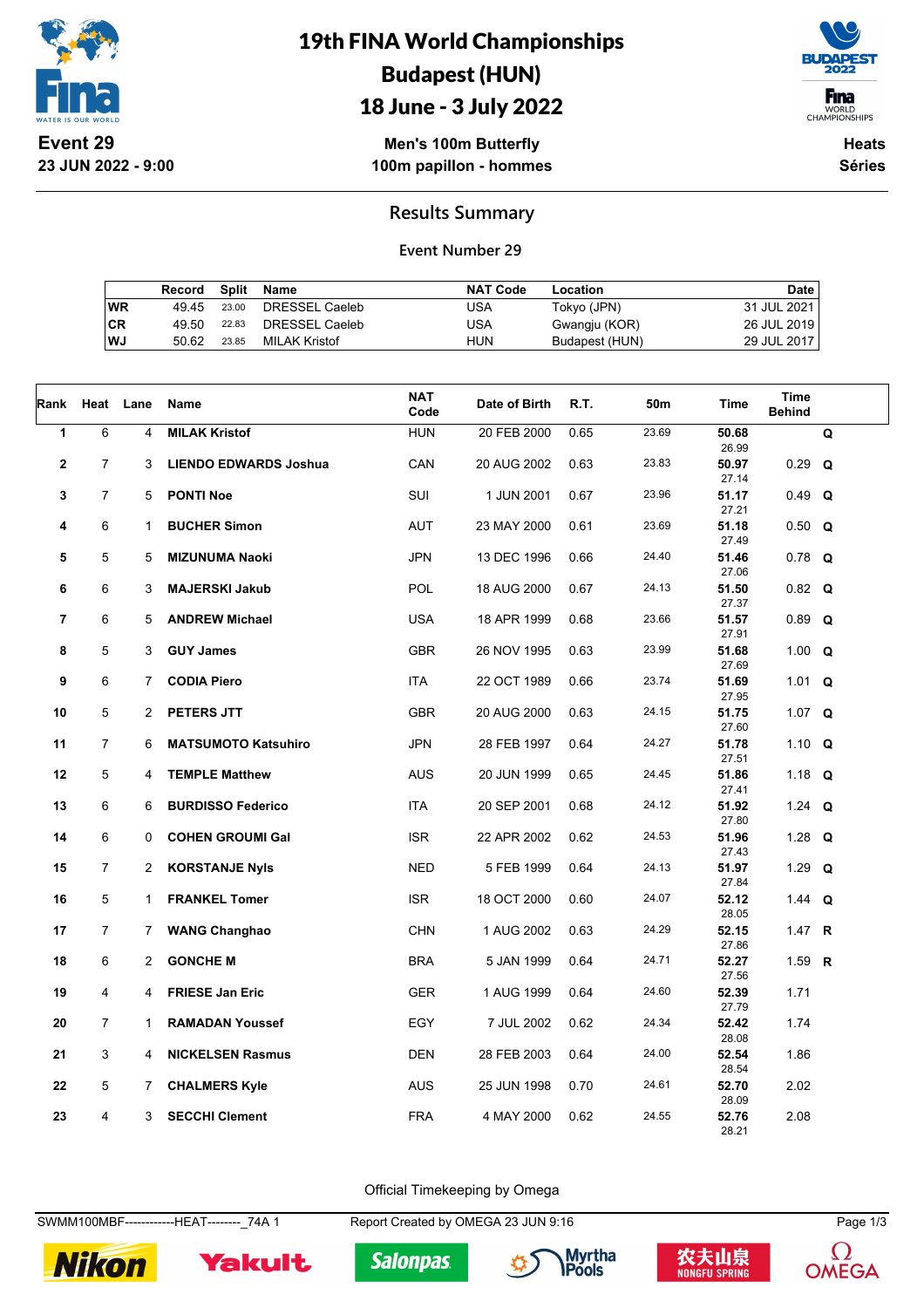# 19th FINA World Championships
# Budapest (HUN)
# 18 June - 3 July 2022

**Event 29**
**23 JUN 2022 - 9:00**

**Men's 100m Butterfly**
**100m papillon - hommes**

**Heats**
**Séries**

## Results Summary

### Event Number 29

| | Record | Split | Name | NAT Code | Location | Date |
|---|---|---|---|---|---|---|
| WR | 49.45 | 23.00 | DRESSEL Caeleb | USA | Tokyo (JPN) | 31 JUL 2021 |
| CR | 49.50 | 22.83 | DRESSEL Caeleb | USA | Gwangju (KOR) | 26 JUL 2019 |
| WJ | 50.62 | 23.85 | MILAK Kristof | HUN | Budapest (HUN) | 29 JUL 2017 |

| Rank | Heat | Lane | Name | NAT Code | Date of Birth | R.T. | 50m | Time | Time Behind | |
|---|---|---|---|---|---|---|---|---|---|---|
| 1 | 6 | 4 | **MILAK Kristof** | HUN | 20 FEB 2000 | 0.65 | 23.69 | **50.68** 26.99 | | **Q** |
| 2 | 7 | 3 | **LIENDO EDWARDS Joshua** | CAN | 20 AUG 2002 | 0.63 | 23.83 | **50.97** 27.14 | 0.29 | **Q** |
| 3 | 7 | 5 | **PONTI Noe** | SUI | 1 JUN 2001 | 0.67 | 23.96 | **51.17** 27.21 | 0.49 | **Q** |
| 4 | 6 | 1 | **BUCHER Simon** | AUT | 23 MAY 2000 | 0.61 | 23.69 | **51.18** 27.49 | 0.50 | **Q** |
| 5 | 5 | 5 | **MIZUNUMA Naoki** | JPN | 13 DEC 1996 | 0.66 | 24.40 | **51.46** 27.06 | 0.78 | **Q** |
| 6 | 6 | 3 | **MAJERSKI Jakub** | POL | 18 AUG 2000 | 0.67 | 24.13 | **51.50** 27.37 | 0.82 | **Q** |
| 7 | 6 | 5 | **ANDREW Michael** | USA | 18 APR 1999 | 0.68 | 23.66 | **51.57** 27.91 | 0.89 | **Q** |
| 8 | 5 | 3 | **GUY James** | GBR | 26 NOV 1995 | 0.63 | 23.99 | **51.68** 27.69 | 1.00 | **Q** |
| 9 | 6 | 7 | **CODIA Piero** | ITA | 22 OCT 1989 | 0.66 | 23.74 | **51.69** 27.95 | 1.01 | **Q** |
| 10 | 5 | 2 | **PETERS JTT** | GBR | 20 AUG 2000 | 0.63 | 24.15 | **51.75** 27.60 | 1.07 | **Q** |
| 11 | 7 | 6 | **MATSUMOTO Katsuhiro** | JPN | 28 FEB 1997 | 0.64 | 24.27 | **51.78** 27.51 | 1.10 | **Q** |
| 12 | 5 | 4 | **TEMPLE Matthew** | AUS | 20 JUN 1999 | 0.65 | 24.45 | **51.86** 27.41 | 1.18 | **Q** |
| 13 | 6 | 6 | **BURDISSO Federico** | ITA | 20 SEP 2001 | 0.68 | 24.12 | **51.92** 27.80 | 1.24 | **Q** |
| 14 | 6 | 0 | **COHEN GROUMI Gal** | ISR | 22 APR 2002 | 0.62 | 24.53 | **51.96** 27.43 | 1.28 | **Q** |
| 15 | 7 | 2 | **KORSTANJE Nyls** | NED | 5 FEB 1999 | 0.64 | 24.13 | **51.97** 27.84 | 1.29 | **Q** |
| 16 | 5 | 1 | **FRANKEL Tomer** | ISR | 18 OCT 2000 | 0.60 | 24.07 | **52.12** 28.05 | 1.44 | **Q** |
| 17 | 7 | 7 | **WANG Changhao** | CHN | 1 AUG 2002 | 0.63 | 24.29 | **52.15** 27.86 | 1.47 | **R** |
| 18 | 6 | 2 | **GONCHE M** | BRA | 5 JAN 1999 | 0.64 | 24.71 | **52.27** 27.56 | 1.59 | **R** |
| 19 | 4 | 4 | **FRIESE Jan Eric** | GER | 1 AUG 1999 | 0.64 | 24.60 | **52.39** 27.79 | 1.71 | |
| 20 | 7 | 1 | **RAMADAN Youssef** | EGY | 7 JUL 2002 | 0.62 | 24.34 | **52.42** 28.08 | 1.74 | |
| 21 | 3 | 4 | **NICKELSEN Rasmus** | DEN | 28 FEB 2003 | 0.64 | 24.00 | **52.54** 28.54 | 1.86 | |
| 22 | 5 | 7 | **CHALMERS Kyle** | AUS | 25 JUN 1998 | 0.70 | 24.61 | **52.70** 28.09 | 2.02 | |
| 23 | 4 | 3 | **SECCHI Clement** | FRA | 4 MAY 2000 | 0.62 | 24.55 | **52.76** 28.21 | 2.08 | |

Official Timekeeping by Omega

SWMM100MBF------------HEAT--------_74A 1 Report Created by OMEGA 23 JUN 9:16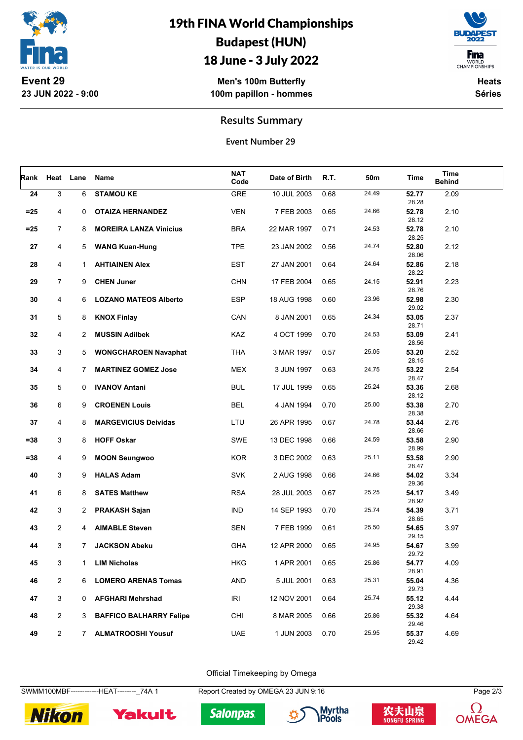# 19th FINA World Championships
## Budapest (HUN)
## 18 June - 3 July 2022

**Event 29**
**23 JUN 2022 - 9:00**

**Men's 100m Butterfly**
**100m papillon - hommes**

**Heats**
**Séries**

## Results Summary

**Event Number 29**

| Rank | Heat | Lane | Name | NAT Code | Date of Birth | R.T. | 50m | Time | Time Behind |
|---|---|---|---|---|---|---|---|---|---|
| 24 | 3 | 6 | **STAMOU KE** | GRE | 10 JUL 2003 | 0.68 | 24.49 | **52.77** 28.28 | 2.09 |
| =25 | 4 | 0 | **OTAIZA HERNANDEZ** | VEN | 7 FEB 2003 | 0.65 | 24.66 | **52.78** 28.12 | 2.10 |
| =25 | 7 | 8 | **MOREIRA LANZA Vinicius** | BRA | 22 MAR 1997 | 0.71 | 24.53 | **52.78** 28.25 | 2.10 |
| 27 | 4 | 5 | **WANG Kuan-Hung** | TPE | 23 JAN 2002 | 0.56 | 24.74 | **52.80** 28.06 | 2.12 |
| 28 | 4 | 1 | **AHTIAINEN Alex** | EST | 27 JAN 2001 | 0.64 | 24.64 | **52.86** 28.22 | 2.18 |
| 29 | 7 | 9 | **CHEN Juner** | CHN | 17 FEB 2004 | 0.65 | 24.15 | **52.91** 28.76 | 2.23 |
| 30 | 4 | 6 | **LOZANO MATEOS Alberto** | ESP | 18 AUG 1998 | 0.60 | 23.96 | **52.98** 29.02 | 2.30 |
| 31 | 5 | 8 | **KNOX Finlay** | CAN | 8 JAN 2001 | 0.65 | 24.34 | **53.05** 28.71 | 2.37 |
| 32 | 4 | 2 | **MUSSIN Adilbek** | KAZ | 4 OCT 1999 | 0.70 | 24.53 | **53.09** 28.56 | 2.41 |
| 33 | 3 | 5 | **WONGCHAROEN Navaphat** | THA | 3 MAR 1997 | 0.57 | 25.05 | **53.20** 28.15 | 2.52 |
| 34 | 4 | 7 | **MARTINEZ GOMEZ Jose** | MEX | 3 JUN 1997 | 0.63 | 24.75 | **53.22** 28.47 | 2.54 |
| 35 | 5 | 0 | **IVANOV Antani** | BUL | 17 JUL 1999 | 0.65 | 25.24 | **53.36** 28.12 | 2.68 |
| 36 | 6 | 9 | **CROENEN Louis** | BEL | 4 JAN 1994 | 0.70 | 25.00 | **53.38** 28.38 | 2.70 |
| 37 | 4 | 8 | **MARGEVICIUS Deividas** | LTU | 26 APR 1995 | 0.67 | 24.78 | **53.44** 28.66 | 2.76 |
| =38 | 3 | 8 | **HOFF Oskar** | SWE | 13 DEC 1998 | 0.66 | 24.59 | **53.58** 28.99 | 2.90 |
| =38 | 4 | 9 | **MOON Seungwoo** | KOR | 3 DEC 2002 | 0.63 | 25.11 | **53.58** 28.47 | 2.90 |
| 40 | 3 | 9 | **HALAS Adam** | SVK | 2 AUG 1998 | 0.66 | 24.66 | **54.02** 29.36 | 3.34 |
| 41 | 6 | 8 | **SATES Matthew** | RSA | 28 JUL 2003 | 0.67 | 25.25 | **54.17** 28.92 | 3.49 |
| 42 | 3 | 2 | **PRAKASH Sajan** | IND | 14 SEP 1993 | 0.70 | 25.74 | **54.39** 28.65 | 3.71 |
| 43 | 2 | 4 | **AIMABLE Steven** | SEN | 7 FEB 1999 | 0.61 | 25.50 | **54.65** 29.15 | 3.97 |
| 44 | 3 | 7 | **JACKSON Abeku** | GHA | 12 APR 2000 | 0.65 | 24.95 | **54.67** 29.72 | 3.99 |
| 45 | 3 | 1 | **LIM Nicholas** | HKG | 1 APR 2001 | 0.65 | 25.86 | **54.77** 28.91 | 4.09 |
| 46 | 2 | 6 | **LOMERO ARENAS Tomas** | AND | 5 JUL 2001 | 0.63 | 25.31 | **55.04** 29.73 | 4.36 |
| 47 | 3 | 0 | **AFGHARI Mehrshad** | IRI | 12 NOV 2001 | 0.64 | 25.74 | **55.12** 29.38 | 4.44 |
| 48 | 2 | 3 | **BAFFICO BALHARRY Felipe** | CHI | 8 MAR 2005 | 0.66 | 25.86 | **55.32** 29.46 | 4.64 |
| 49 | 2 | 7 | **ALMATROOSHI Yousuf** | UAE | 1 JUN 2003 | 0.70 | 25.95 | **55.37** 29.42 | 4.69 |

Official Timekeeping by Omega

SWMM100MBF------------HEAT--------_74A 1 Report Created by OMEGA 23 JUN 9:16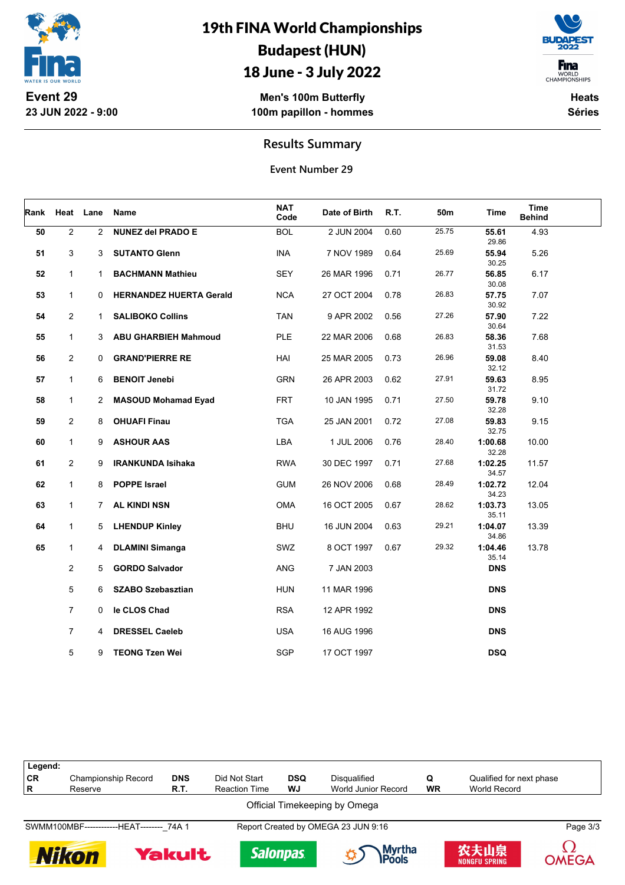# 19th FINA World Championships
# Budapest (HUN)
# 18 June - 3 July 2022

**Event 29**
**23 JUN 2022 - 9:00**

**Men's 100m Butterfly**
**100m papillon - hommes**

**Heats**
**Séries**

## Results Summary

### Event Number 29

| Rank | Heat | Lane | Name | NAT Code | Date of Birth | R.T. | 50m | Time | Time Behind |
|---|---|---|---|---|---|---|---|---|---|
| 50 | 2 | 2 | NUNEZ del PRADO E | BOL | 2 JUN 2004 | 0.60 | 25.75 | 55.61 (29.86) | 4.93 |
| 51 | 3 | 3 | SUTANTO Glenn | INA | 7 NOV 1989 | 0.64 | 25.69 | 55.94 (30.25) | 5.26 |
| 52 | 1 | 1 | BACHMANN Mathieu | SEY | 26 MAR 1996 | 0.71 | 26.77 | 56.85 (30.08) | 6.17 |
| 53 | 1 | 0 | HERNANDEZ HUERTA Gerald | NCA | 27 OCT 2004 | 0.78 | 26.83 | 57.75 (30.92) | 7.07 |
| 54 | 2 | 1 | SALIBOKO Collins | TAN | 9 APR 2002 | 0.56 | 27.26 | 57.90 (30.64) | 7.22 |
| 55 | 1 | 3 | ABU GHARBIEH Mahmoud | PLE | 22 MAR 2006 | 0.68 | 26.83 | 58.36 (31.53) | 7.68 |
| 56 | 2 | 0 | GRAND'PIERRE RE | HAI | 25 MAR 2005 | 0.73 | 26.96 | 59.08 (32.12) | 8.40 |
| 57 | 1 | 6 | BENOIT Jenebi | GRN | 26 APR 2003 | 0.62 | 27.91 | 59.63 (31.72) | 8.95 |
| 58 | 1 | 2 | MASOUD Mohamad Eyad | FRT | 10 JAN 1995 | 0.71 | 27.50 | 59.78 (32.28) | 9.10 |
| 59 | 2 | 8 | OHUAFI Finau | TGA | 25 JAN 2001 | 0.72 | 27.08 | 59.83 (32.75) | 9.15 |
| 60 | 1 | 9 | ASHOUR AAS | LBA | 1 JUL 2006 | 0.76 | 28.40 | 1:00.68 (32.28) | 10.00 |
| 61 | 2 | 9 | IRANKUNDA Isihaka | RWA | 30 DEC 1997 | 0.71 | 27.68 | 1:02.25 (34.57) | 11.57 |
| 62 | 1 | 8 | POPPE Israel | GUM | 26 NOV 2006 | 0.68 | 28.49 | 1:02.72 (34.23) | 12.04 |
| 63 | 1 | 7 | AL KINDI NSN | OMA | 16 OCT 2005 | 0.67 | 28.62 | 1:03.73 (35.11) | 13.05 |
| 64 | 1 | 5 | LHENDUP Kinley | BHU | 16 JUN 2004 | 0.63 | 29.21 | 1:04.07 (34.86) | 13.39 |
| 65 | 1 | 4 | DLAMINI Simanga | SWZ | 8 OCT 1997 | 0.67 | 29.32 | 1:04.46 (35.14) | 13.78 |
| | 2 | 5 | GORDO Salvador | ANG | 7 JAN 2003 | | | DNS | |
| | 5 | 6 | SZABO Szebasztian | HUN | 11 MAR 1996 | | | DNS | |
| | 7 | 0 | le CLOS Chad | RSA | 12 APR 1992 | | | DNS | |
| | 7 | 4 | DRESSEL Caeleb | USA | 16 AUG 1996 | | | DNS | |
| | 5 | 9 | TEONG Tzen Wei | SGP | 17 OCT 1997 | | | DSQ | |

**Legend:**

| | | | | | | | |
|---|---|---|---|---|---|---|---|
| CR | Championship Record | DNS | Did Not Start | DSQ | Disqualified | Q | Qualified for next phase |
| R | Reserve | R.T. | Reaction Time | WJ | World Junior Record | WR | World Record |

Official Timekeeping by Omega

SWMM100MBF------------HEAT--------_74A 1 — Report Created by OMEGA 23 JUN 9:16